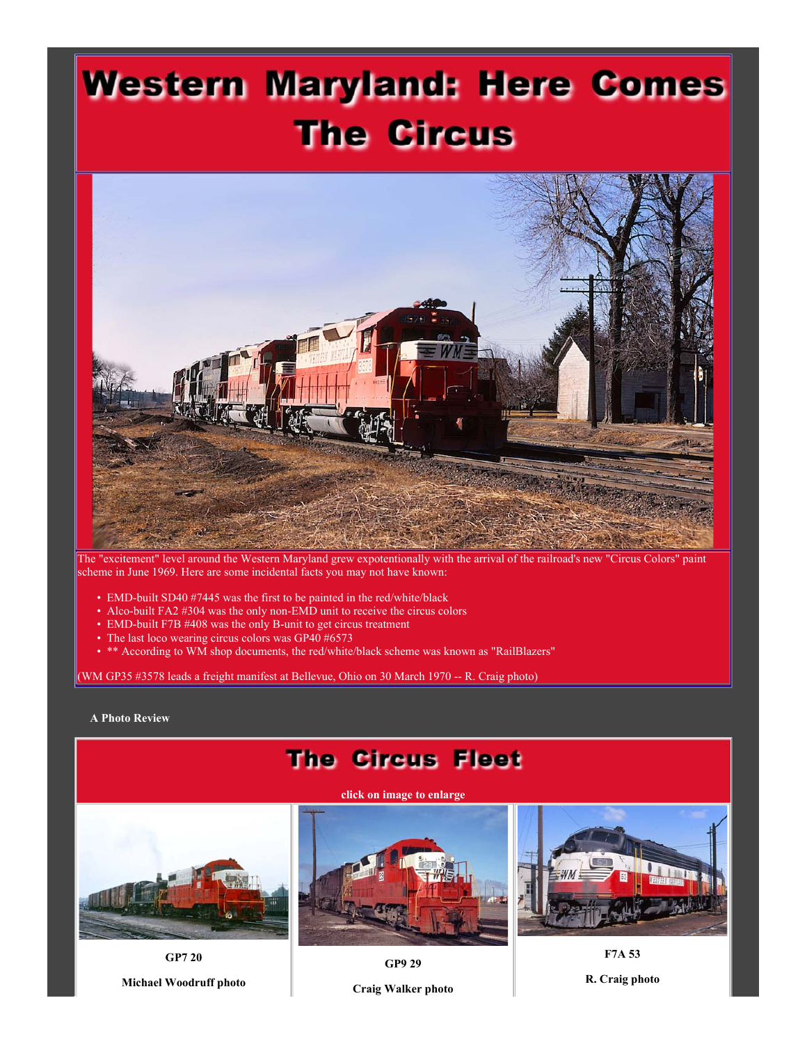# Western Maryland: Here Comes The Circus

The "excitement" level around the Western Maryland grew expotentionally with the arrival of the railroad's new "Circus Colors" paint scheme in June 1969. Here are some incidental facts you may not have known:

- EMD-built SD40 #7445 was the first to be painted in the red/white/black
- Alco-built FA2 #304 was the only non-EMD unit to receive the circus colors
- EMD-built F7B #408 was the only B-unit to get circus treatment
- The last loco wearing circus colors was GP40 #6573
- ** According to WM shop documents, the red/white/black scheme was known as "RailBlazers"

(WM GP35 #3578 leads a freight manifest at Bellevue, Ohio on 30 March 1970 -- R. Craig photo)

**A Photo Review**

## The Circus Fleet

**click on image to enlarge**

| | | |
|---|---|---|
| **GP7 20** | **GP9 29** | **F7A 53** |
| **Michael Woodruff photo** | **Craig Walker photo** | **R. Craig photo** |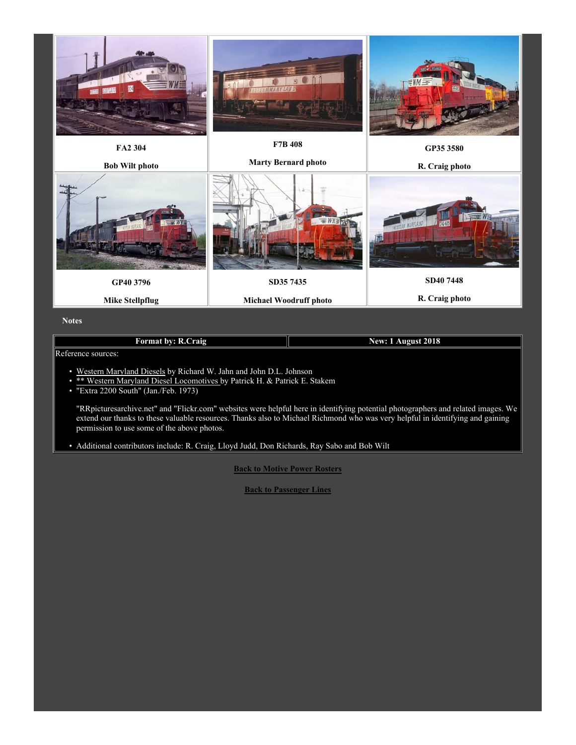| | | |
|---|---|---|
| FA2 304<br><br>Bob Wilt photo | F7B 408<br><br>Marty Bernard photo | GP35 3580<br><br>R. Craig photo |
| GP40 3796<br><br>Mike Stellpflug | SD35 7435<br><br>Michael Woodruff photo | SD40 7448<br><br>R. Craig photo |

**Notes**

| Format by: R.Craig | New: 1 August 2018 |
|---|---|

Reference sources:

- Western Maryland Diesels by Richard W. Jahn and John D.L. Johnson
- ** Western Maryland Diesel Locomotives by Patrick H. & Patrick E. Stakem
- "Extra 2200 South" (Jan./Feb. 1973)

"RRpicturesarchive.net" and "Flickr.com" websites were helpful here in identifying potential photographers and related images. We extend our thanks to these valuable resources. Thanks also to Michael Richmond who was very helpful in identifying and gaining permission to use some of the above photos.

- Additional contributors include: R. Craig, Lloyd Judd, Don Richards, Ray Sabo and Bob Wilt

**Back to Motive Power Rosters**

**Back to Passenger Lines**